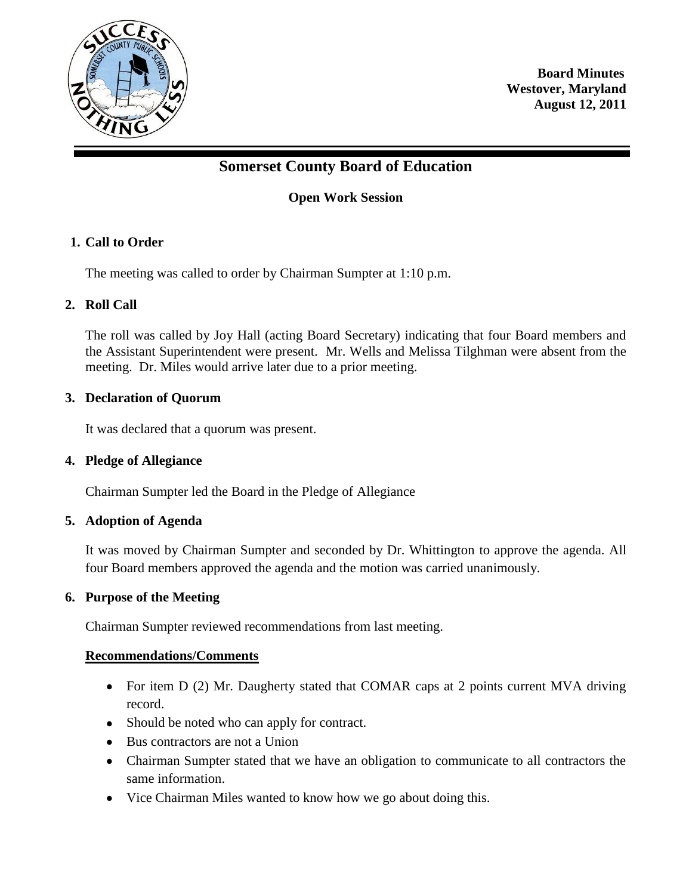**Board Minutes**
**Westover, Maryland**
**August 12, 2011**

# Somerset County Board of Education

## Open Work Session

### 1. Call to Order

The meeting was called to order by Chairman Sumpter at 1:10 p.m.

### 2. Roll Call

The roll was called by Joy Hall (acting Board Secretary) indicating that four Board members and the Assistant Superintendent were present. Mr. Wells and Melissa Tilghman were absent from the meeting. Dr. Miles would arrive later due to a prior meeting.

### 3. Declaration of Quorum

It was declared that a quorum was present.

### 4. Pledge of Allegiance

Chairman Sumpter led the Board in the Pledge of Allegiance

### 5. Adoption of Agenda

It was moved by Chairman Sumpter and seconded by Dr. Whittington to approve the agenda. All four Board members approved the agenda and the motion was carried unanimously.

### 6. Purpose of the Meeting

Chairman Sumpter reviewed recommendations from last meeting.

**Recommendations/Comments**

- For item D (2) Mr. Daugherty stated that COMAR caps at 2 points current MVA driving record.
- Should be noted who can apply for contract.
- Bus contractors are not a Union
- Chairman Sumpter stated that we have an obligation to communicate to all contractors the same information.
- Vice Chairman Miles wanted to know how we go about doing this.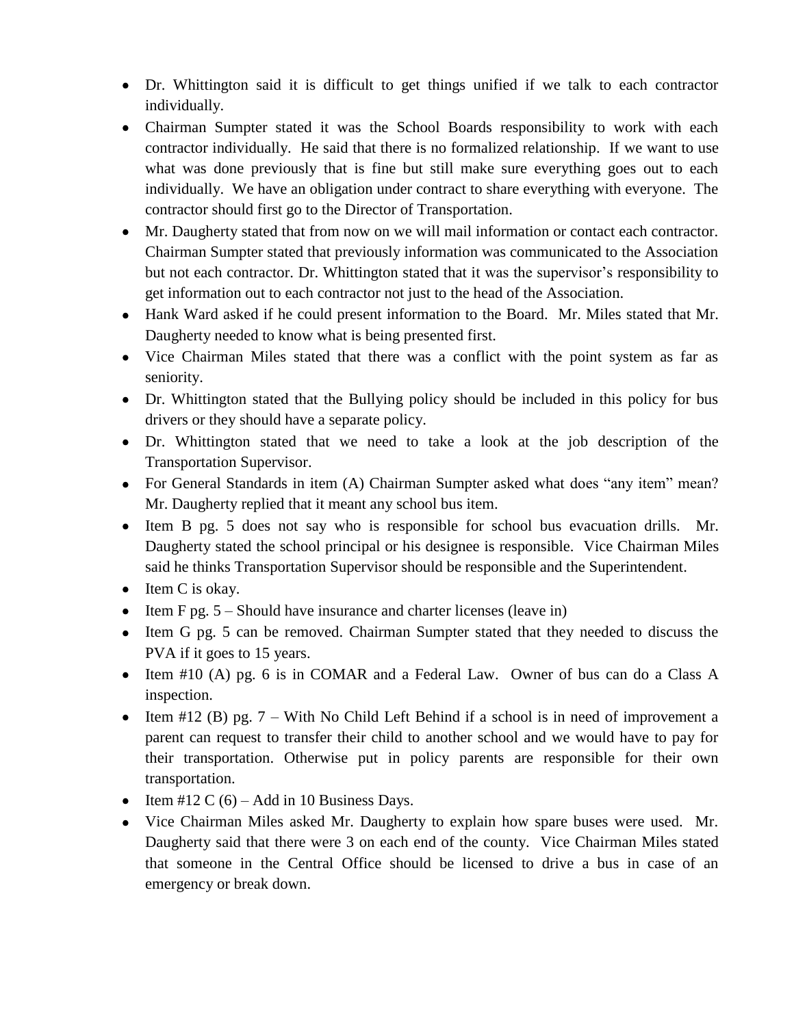- Dr. Whittington said it is difficult to get things unified if we talk to each contractor individually.
- Chairman Sumpter stated it was the School Boards responsibility to work with each contractor individually. He said that there is no formalized relationship. If we want to use what was done previously that is fine but still make sure everything goes out to each individually. We have an obligation under contract to share everything with everyone. The contractor should first go to the Director of Transportation.
- Mr. Daugherty stated that from now on we will mail information or contact each contractor. Chairman Sumpter stated that previously information was communicated to the Association but not each contractor. Dr. Whittington stated that it was the supervisor's responsibility to get information out to each contractor not just to the head of the Association.
- Hank Ward asked if he could present information to the Board. Mr. Miles stated that Mr. Daugherty needed to know what is being presented first.
- Vice Chairman Miles stated that there was a conflict with the point system as far as seniority.
- Dr. Whittington stated that the Bullying policy should be included in this policy for bus drivers or they should have a separate policy.
- Dr. Whittington stated that we need to take a look at the job description of the Transportation Supervisor.
- For General Standards in item (A) Chairman Sumpter asked what does "any item" mean? Mr. Daugherty replied that it meant any school bus item.
- Item B pg. 5 does not say who is responsible for school bus evacuation drills. Mr. Daugherty stated the school principal or his designee is responsible. Vice Chairman Miles said he thinks Transportation Supervisor should be responsible and the Superintendent.
- Item C is okay.
- Item F pg. 5 – Should have insurance and charter licenses (leave in)
- Item G pg. 5 can be removed. Chairman Sumpter stated that they needed to discuss the PVA if it goes to 15 years.
- Item #10 (A) pg. 6 is in COMAR and a Federal Law. Owner of bus can do a Class A inspection.
- Item #12 (B) pg. 7 – With No Child Left Behind if a school is in need of improvement a parent can request to transfer their child to another school and we would have to pay for their transportation. Otherwise put in policy parents are responsible for their own transportation.
- Item #12 C (6) – Add in 10 Business Days.
- Vice Chairman Miles asked Mr. Daugherty to explain how spare buses were used. Mr. Daugherty said that there were 3 on each end of the county. Vice Chairman Miles stated that someone in the Central Office should be licensed to drive a bus in case of an emergency or break down.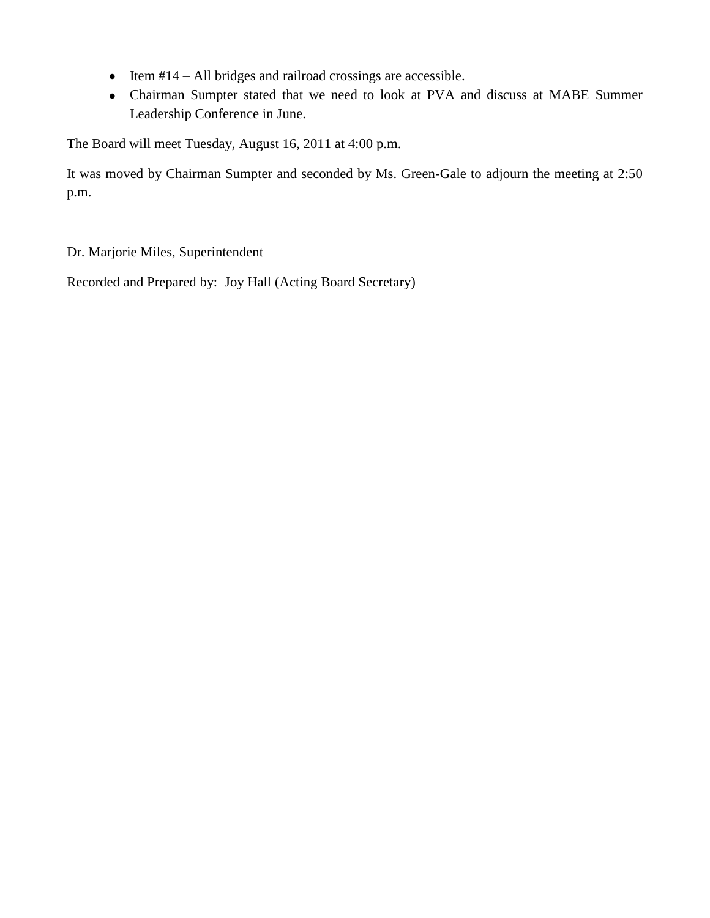- Item #14 – All bridges and railroad crossings are accessible.
- Chairman Sumpter stated that we need to look at PVA and discuss at MABE Summer Leadership Conference in June.

The Board will meet Tuesday, August 16, 2011 at 4:00 p.m.

It was moved by Chairman Sumpter and seconded by Ms. Green-Gale to adjourn the meeting at 2:50 p.m.

Dr. Marjorie Miles, Superintendent

Recorded and Prepared by: Joy Hall (Acting Board Secretary)